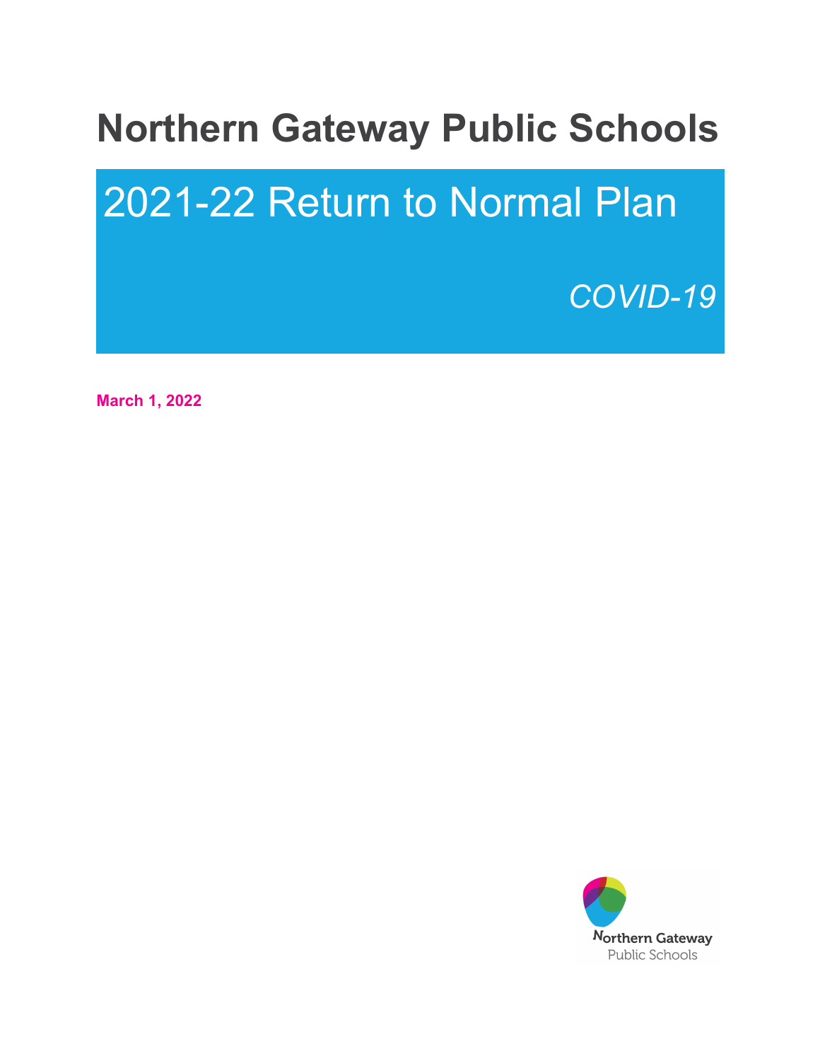# Northern Gateway Public Schools

## 2021-22 Return to Normal Plan

*COVID-19*

**March 1, 2022**

Northern Gateway Public Schools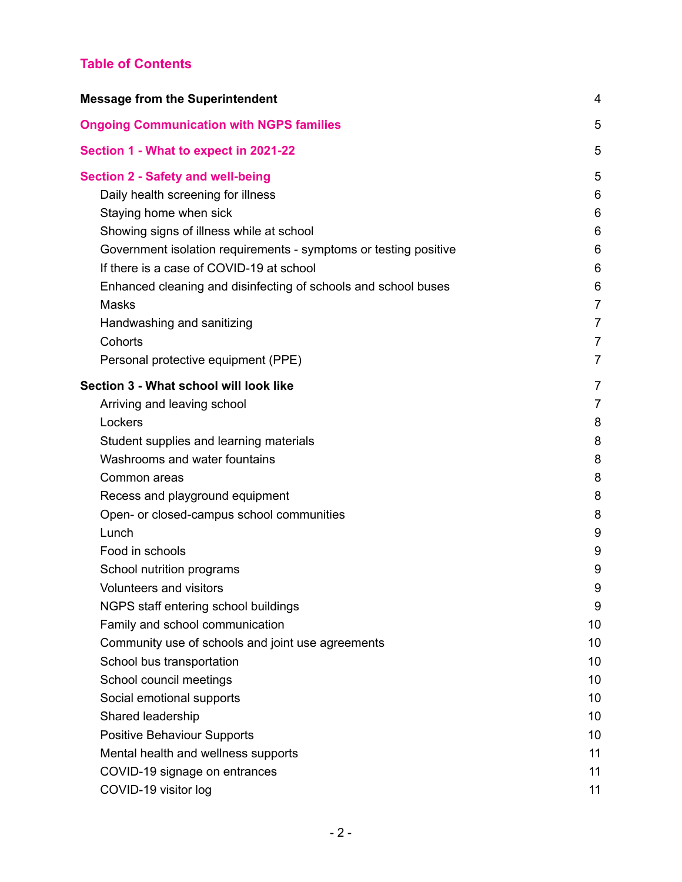## Table of Contents

| | |
|---|---|
| **Message from the Superintendent** | 4 |
| **Ongoing Communication with NGPS families** | 5 |
| **Section 1 - What to expect in 2021-22** | 5 |
| **Section 2 - Safety and well-being** | 5 |
| Daily health screening for illness | 6 |
| Staying home when sick | 6 |
| Showing signs of illness while at school | 6 |
| Government isolation requirements - symptoms or testing positive | 6 |
| If there is a case of COVID-19 at school | 6 |
| Enhanced cleaning and disinfecting of schools and school buses | 6 |
| Masks | 7 |
| Handwashing and sanitizing | 7 |
| Cohorts | 7 |
| Personal protective equipment (PPE) | 7 |
| **Section 3 - What school will look like** | 7 |
| Arriving and leaving school | 7 |
| Lockers | 8 |
| Student supplies and learning materials | 8 |
| Washrooms and water fountains | 8 |
| Common areas | 8 |
| Recess and playground equipment | 8 |
| Open- or closed-campus school communities | 8 |
| Lunch | 9 |
| Food in schools | 9 |
| School nutrition programs | 9 |
| Volunteers and visitors | 9 |
| NGPS staff entering school buildings | 9 |
| Family and school communication | 10 |
| Community use of schools and joint use agreements | 10 |
| School bus transportation | 10 |
| School council meetings | 10 |
| Social emotional supports | 10 |
| Shared leadership | 10 |
| Positive Behaviour Supports | 10 |
| Mental health and wellness supports | 11 |
| COVID-19 signage on entrances | 11 |
| COVID-19 visitor log | 11 |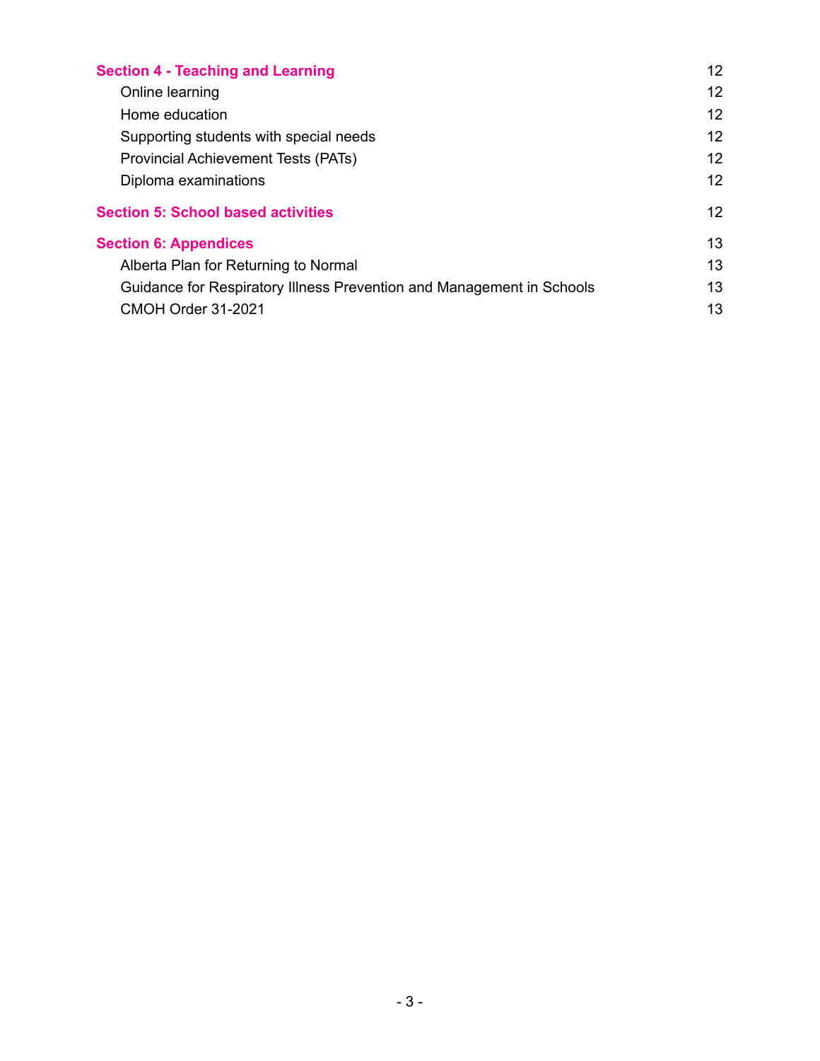| | |
|---|---|
| **Section 4 - Teaching and Learning** | 12 |
| Online learning | 12 |
| Home education | 12 |
| Supporting students with special needs | 12 |
| Provincial Achievement Tests (PATs) | 12 |
| Diploma examinations | 12 |
| **Section 5: School based activities** | 12 |
| **Section 6: Appendices** | 13 |
| Alberta Plan for Returning to Normal | 13 |
| Guidance for Respiratory Illness Prevention and Management in Schools | 13 |
| CMOH Order 31-2021 | 13 |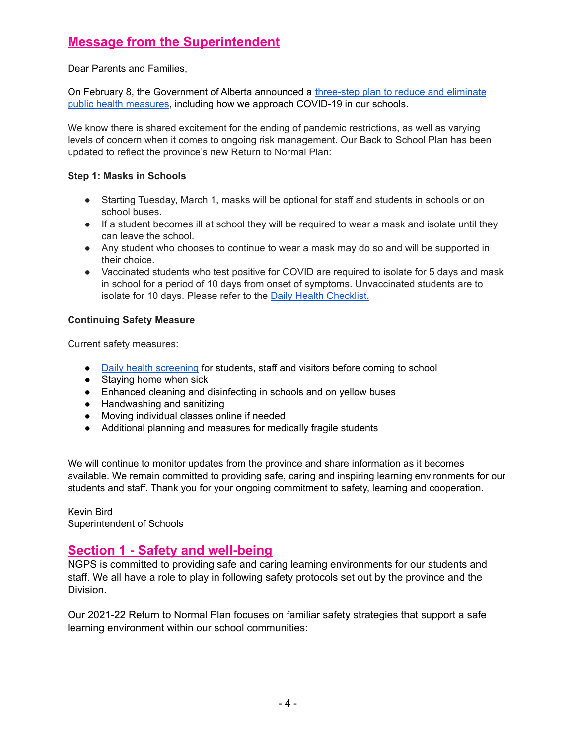## Message from the Superintendent

Dear Parents and Families,

On February 8, the Government of Alberta announced a [three-step plan to reduce and eliminate public health measures](), including how we approach COVID-19 in our schools.

We know there is shared excitement for the ending of pandemic restrictions, as well as varying levels of concern when it comes to ongoing risk management. Our Back to School Plan has been updated to reflect the province's new Return to Normal Plan:

**Step 1: Masks in Schools**

- Starting Tuesday, March 1, masks will be optional for staff and students in schools or on school buses.
- If a student becomes ill at school they will be required to wear a mask and isolate until they can leave the school.
- Any student who chooses to continue to wear a mask may do so and will be supported in their choice.
- Vaccinated students who test positive for COVID are required to isolate for 5 days and mask in school for a period of 10 days from onset of symptoms. Unvaccinated students are to isolate for 10 days. Please refer to the [Daily Health Checklist.]()

**Continuing Safety Measure**

Current safety measures:

- [Daily health screening]() for students, staff and visitors before coming to school
- Staying home when sick
- Enhanced cleaning and disinfecting in schools and on yellow buses
- Handwashing and sanitizing
- Moving individual classes online if needed
- Additional planning and measures for medically fragile students

We will continue to monitor updates from the province and share information as it becomes available. We remain committed to providing safe, caring and inspiring learning environments for our students and staff. Thank you for your ongoing commitment to safety, learning and cooperation.

Kevin Bird
Superintendent of Schools

## Section 1 - Safety and well-being

NGPS is committed to providing safe and caring learning environments for our students and staff. We all have a role to play in following safety protocols set out by the province and the Division.

Our 2021-22 Return to Normal Plan focuses on familiar safety strategies that support a safe learning environment within our school communities: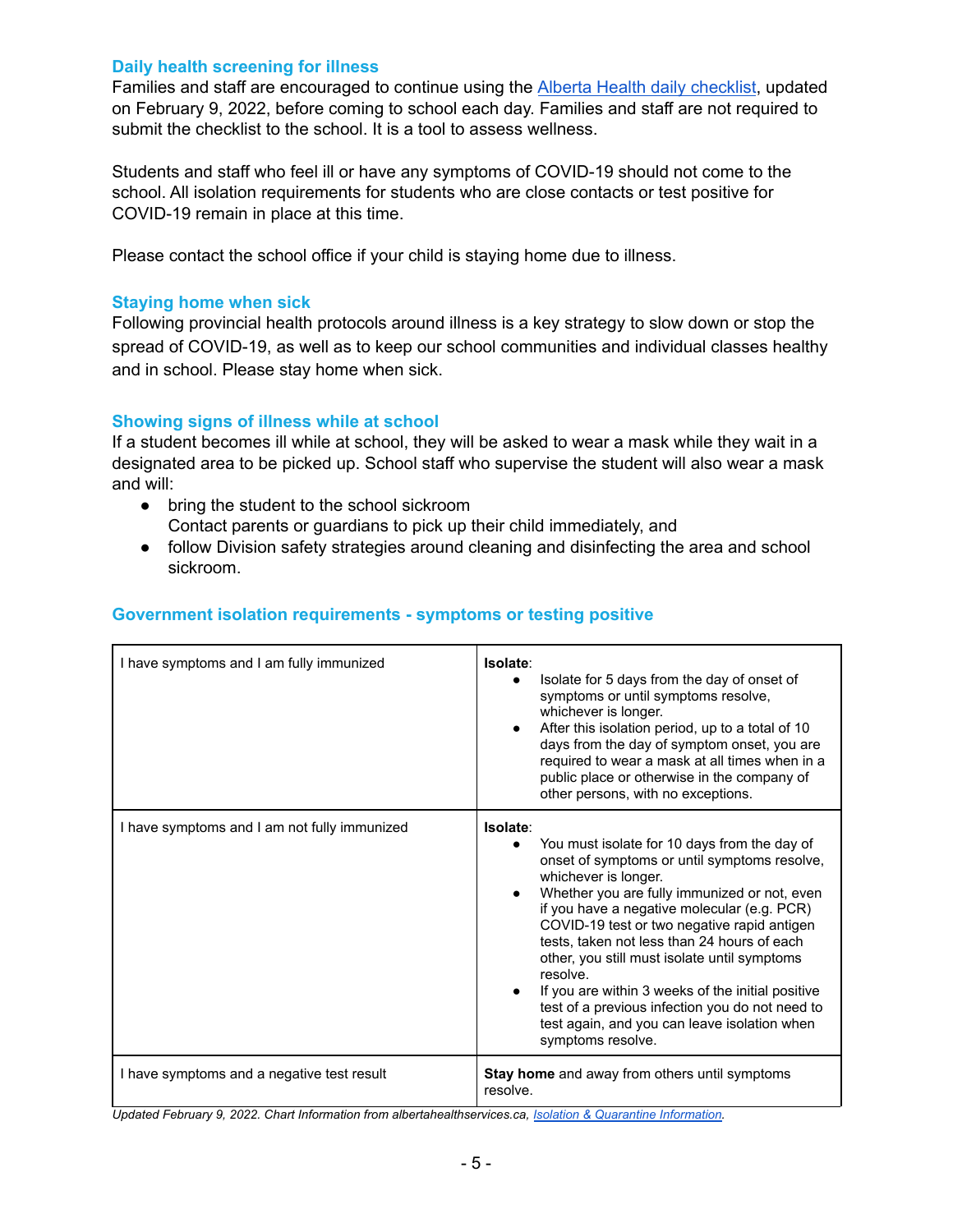### Daily health screening for illness

Families and staff are encouraged to continue using the [Alberta Health daily checklist](), updated on February 9, 2022, before coming to school each day. Families and staff are not required to submit the checklist to the school. It is a tool to assess wellness.

Students and staff who feel ill or have any symptoms of COVID-19 should not come to the school. All isolation requirements for students who are close contacts or test positive for COVID-19 remain in place at this time.

Please contact the school office if your child is staying home due to illness.

### Staying home when sick

Following provincial health protocols around illness is a key strategy to slow down or stop the spread of COVID-19, as well as to keep our school communities and individual classes healthy and in school. Please stay home when sick.

### Showing signs of illness while at school

If a student becomes ill while at school, they will be asked to wear a mask while they wait in a designated area to be picked up. School staff who supervise the student will also wear a mask and will:

- bring the student to the school sickroom
  Contact parents or guardians to pick up their child immediately, and
- follow Division safety strategies around cleaning and disinfecting the area and school sickroom.

### Government isolation requirements - symptoms or testing positive

| | |
|---|---|
| I have symptoms and I am fully immunized | **Isolate**:<br>• Isolate for 5 days from the day of onset of symptoms or until symptoms resolve, whichever is longer.<br>• After this isolation period, up to a total of 10 days from the day of symptom onset, you are required to wear a mask at all times when in a public place or otherwise in the company of other persons, with no exceptions. |
| I have symptoms and I am not fully immunized | **Isolate**:<br>• You must isolate for 10 days from the day of onset of symptoms or until symptoms resolve, whichever is longer.<br>• Whether you are fully immunized or not, even if you have a negative molecular (e.g. PCR) COVID-19 test or two negative rapid antigen tests, taken not less than 24 hours of each other, you still must isolate until symptoms resolve.<br>• If you are within 3 weeks of the initial positive test of a previous infection you do not need to test again, and you can leave isolation when symptoms resolve. |
| I have symptoms and a negative test result | **Stay home** and away from others until symptoms resolve. |

*Updated February 9, 2022. Chart Information from albertahealthservices.ca, [Isolation & Quarantine Information]().*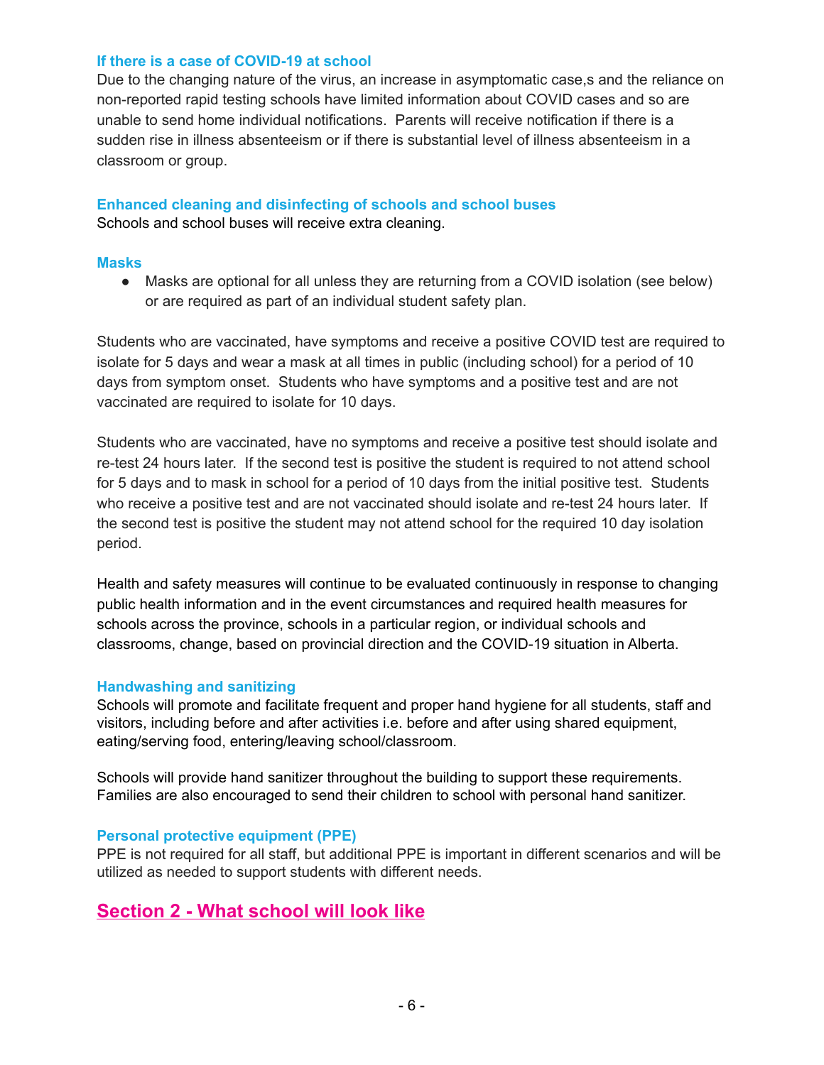### If there is a case of COVID-19 at school

Due to the changing nature of the virus, an increase in asymptomatic case,s and the reliance on non-reported rapid testing schools have limited information about COVID cases and so are unable to send home individual notifications. Parents will receive notification if there is a sudden rise in illness absenteeism or if there is substantial level of illness absenteeism in a classroom or group.

### Enhanced cleaning and disinfecting of schools and school buses

Schools and school buses will receive extra cleaning.

### Masks

- Masks are optional for all unless they are returning from a COVID isolation (see below) or are required as part of an individual student safety plan.

Students who are vaccinated, have symptoms and receive a positive COVID test are required to isolate for 5 days and wear a mask at all times in public (including school) for a period of 10 days from symptom onset. Students who have symptoms and a positive test and are not vaccinated are required to isolate for 10 days.

Students who are vaccinated, have no symptoms and receive a positive test should isolate and re-test 24 hours later. If the second test is positive the student is required to not attend school for 5 days and to mask in school for a period of 10 days from the initial positive test. Students who receive a positive test and are not vaccinated should isolate and re-test 24 hours later. If the second test is positive the student may not attend school for the required 10 day isolation period.

Health and safety measures will continue to be evaluated continuously in response to changing public health information and in the event circumstances and required health measures for schools across the province, schools in a particular region, or individual schools and classrooms, change, based on provincial direction and the COVID-19 situation in Alberta.

### Handwashing and sanitizing

Schools will promote and facilitate frequent and proper hand hygiene for all students, staff and visitors, including before and after activities i.e. before and after using shared equipment, eating/serving food, entering/leaving school/classroom.

Schools will provide hand sanitizer throughout the building to support these requirements. Families are also encouraged to send their children to school with personal hand sanitizer.

### Personal protective equipment (PPE)

PPE is not required for all staff, but additional PPE is important in different scenarios and will be utilized as needed to support students with different needs.

## Section 2 - What school will look like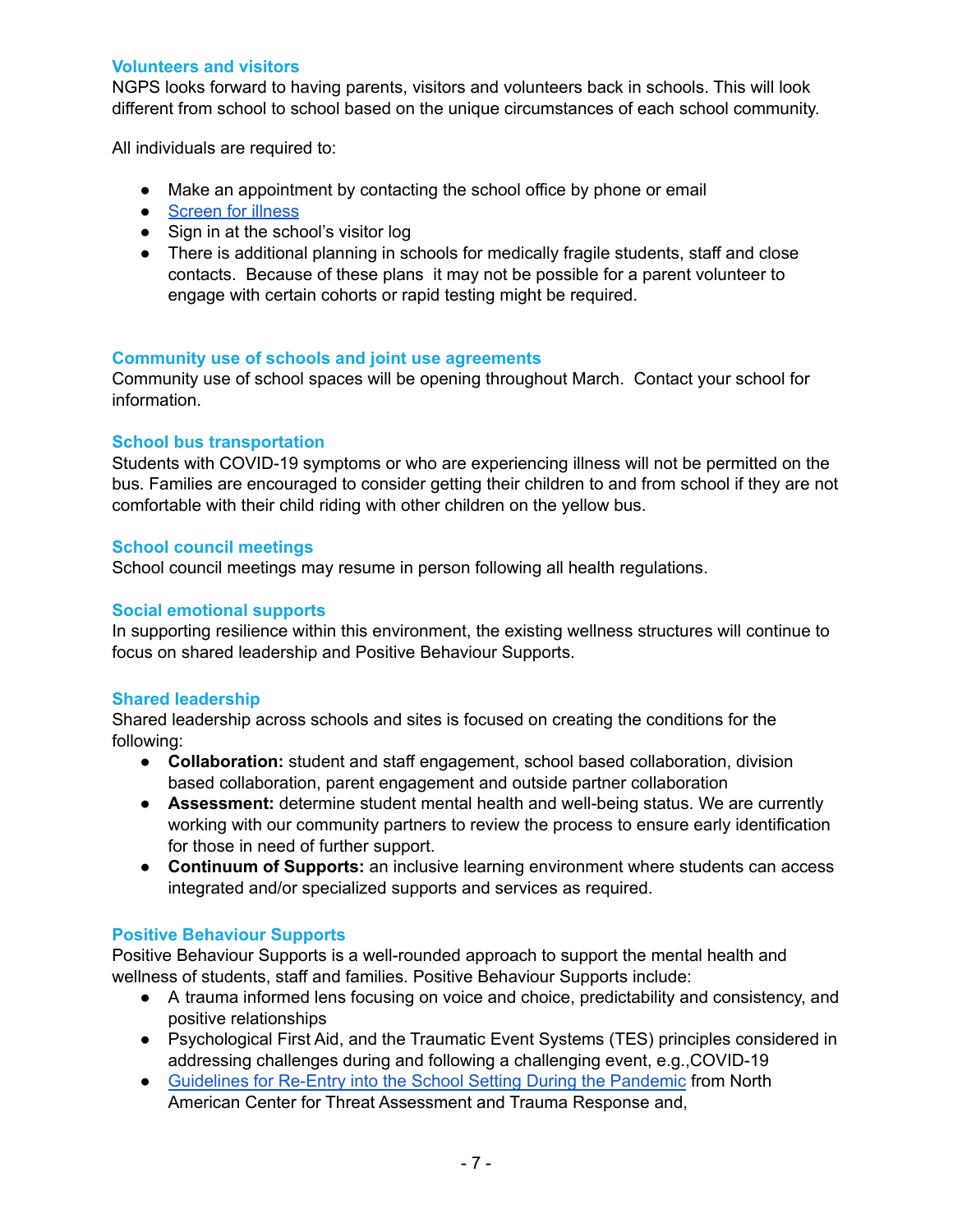### Volunteers and visitors

NGPS looks forward to having parents, visitors and volunteers back in schools. This will look different from school to school based on the unique circumstances of each school community.

All individuals are required to:

- Make an appointment by contacting the school office by phone or email
- Screen for illness
- Sign in at the school's visitor log
- There is additional planning in schools for medically fragile students, staff and close contacts. Because of these plans it may not be possible for a parent volunteer to engage with certain cohorts or rapid testing might be required.

### Community use of schools and joint use agreements

Community use of school spaces will be opening throughout March. Contact your school for information.

### School bus transportation

Students with COVID-19 symptoms or who are experiencing illness will not be permitted on the bus. Families are encouraged to consider getting their children to and from school if they are not comfortable with their child riding with other children on the yellow bus.

### School council meetings

School council meetings may resume in person following all health regulations.

### Social emotional supports

In supporting resilience within this environment, the existing wellness structures will continue to focus on shared leadership and Positive Behaviour Supports.

### Shared leadership

Shared leadership across schools and sites is focused on creating the conditions for the following:

- **Collaboration:** student and staff engagement, school based collaboration, division based collaboration, parent engagement and outside partner collaboration
- **Assessment:** determine student mental health and well-being status. We are currently working with our community partners to review the process to ensure early identification for those in need of further support.
- **Continuum of Supports:** an inclusive learning environment where students can access integrated and/or specialized supports and services as required.

### Positive Behaviour Supports

Positive Behaviour Supports is a well-rounded approach to support the mental health and wellness of students, staff and families. Positive Behaviour Supports include:

- A trauma informed lens focusing on voice and choice, predictability and consistency, and positive relationships
- Psychological First Aid, and the Traumatic Event Systems (TES) principles considered in addressing challenges during and following a challenging event, e.g.,COVID-19
- Guidelines for Re-Entry into the School Setting During the Pandemic from North American Center for Threat Assessment and Trauma Response and,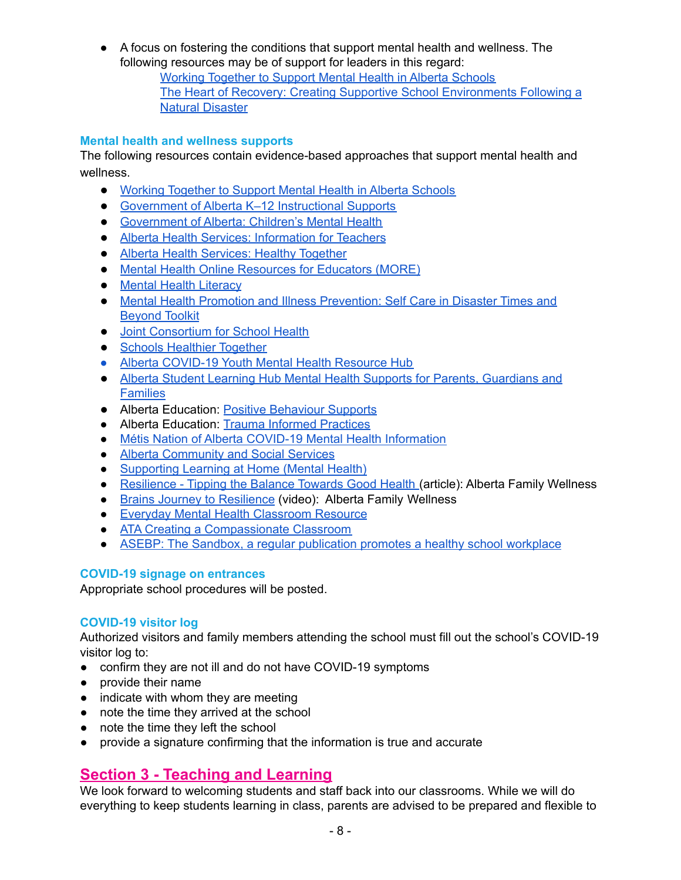- A focus on fostering the conditions that support mental health and wellness. The following resources may be of support for leaders in this regard:
  - Working Together to Support Mental Health in Alberta Schools
  - The Heart of Recovery: Creating Supportive School Environments Following a Natural Disaster

### Mental health and wellness supports

The following resources contain evidence-based approaches that support mental health and wellness.

- Working Together to Support Mental Health in Alberta Schools
- Government of Alberta K–12 Instructional Supports
- Government of Alberta: Children's Mental Health
- Alberta Health Services: Information for Teachers
- Alberta Health Services: Healthy Together
- Mental Health Online Resources for Educators (MORE)
- Mental Health Literacy
- Mental Health Promotion and Illness Prevention: Self Care in Disaster Times and Beyond Toolkit
- Joint Consortium for School Health
- Schools Healthier Together
- Alberta COVID-19 Youth Mental Health Resource Hub
- Alberta Student Learning Hub Mental Health Supports for Parents, Guardians and Families
- Alberta Education: Positive Behaviour Supports
- Alberta Education: Trauma Informed Practices
- Métis Nation of Alberta COVID-19 Mental Health Information
- Alberta Community and Social Services
- Supporting Learning at Home (Mental Health)
- Resilience - Tipping the Balance Towards Good Health (article): Alberta Family Wellness
- Brains Journey to Resilience (video): Alberta Family Wellness
- Everyday Mental Health Classroom Resource
- ATA Creating a Compassionate Classroom
- ASEBP: The Sandbox, a regular publication promotes a healthy school workplace

### COVID-19 signage on entrances

Appropriate school procedures will be posted.

### COVID-19 visitor log

Authorized visitors and family members attending the school must fill out the school's COVID-19 visitor log to:

- confirm they are not ill and do not have COVID-19 symptoms
- provide their name
- indicate with whom they are meeting
- note the time they arrived at the school
- note the time they left the school
- provide a signature confirming that the information is true and accurate

## Section 3 - Teaching and Learning

We look forward to welcoming students and staff back into our classrooms. While we will do everything to keep students learning in class, parents are advised to be prepared and flexible to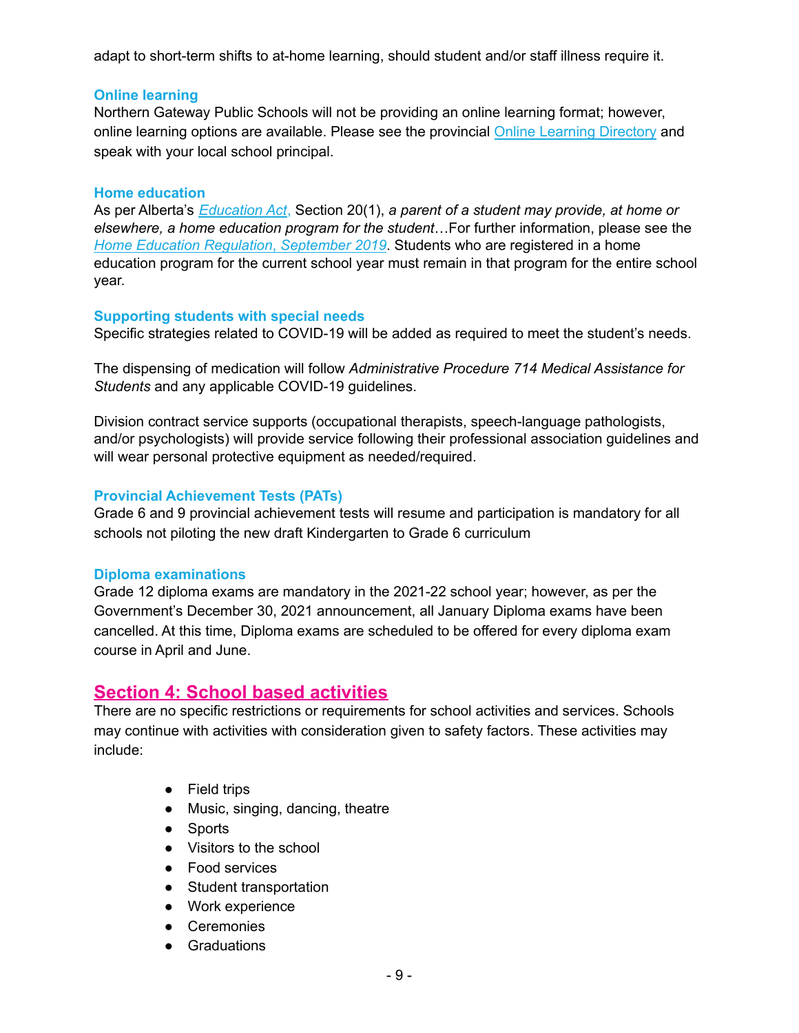adapt to short-term shifts to at-home learning, should student and/or staff illness require it.

### Online learning

Northern Gateway Public Schools will not be providing an online learning format; however, online learning options are available. Please see the provincial Online Learning Directory and speak with your local school principal.

### Home education

As per Alberta's *Education Act*, Section 20(1), *a parent of a student may provide, at home or elsewhere, a home education program for the student*…For further information, please see the *Home Education Regulation, September 2019*. Students who are registered in a home education program for the current school year must remain in that program for the entire school year.

### Supporting students with special needs

Specific strategies related to COVID-19 will be added as required to meet the student's needs.

The dispensing of medication will follow *Administrative Procedure 714 Medical Assistance for Students* and any applicable COVID-19 guidelines.

Division contract service supports (occupational therapists, speech-language pathologists, and/or psychologists) will provide service following their professional association guidelines and will wear personal protective equipment as needed/required.

### Provincial Achievement Tests (PATs)

Grade 6 and 9 provincial achievement tests will resume and participation is mandatory for all schools not piloting the new draft Kindergarten to Grade 6 curriculum

### Diploma examinations

Grade 12 diploma exams are mandatory in the 2021-22 school year; however, as per the Government's December 30, 2021 announcement, all January Diploma exams have been cancelled. At this time, Diploma exams are scheduled to be offered for every diploma exam course in April and June.

## Section 4: School based activities

There are no specific restrictions or requirements for school activities and services. Schools may continue with activities with consideration given to safety factors. These activities may include:

- Field trips
- Music, singing, dancing, theatre
- Sports
- Visitors to the school
- Food services
- Student transportation
- Work experience
- Ceremonies
- Graduations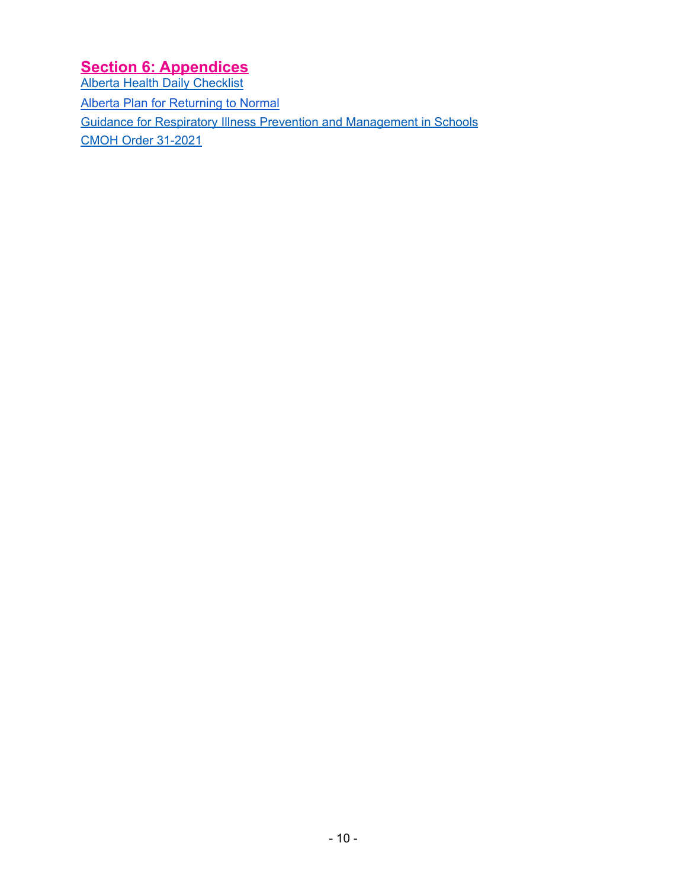## Section 6: Appendices

Alberta Health Daily Checklist

Alberta Plan for Returning to Normal

Guidance for Respiratory Illness Prevention and Management in Schools

CMOH Order 31-2021